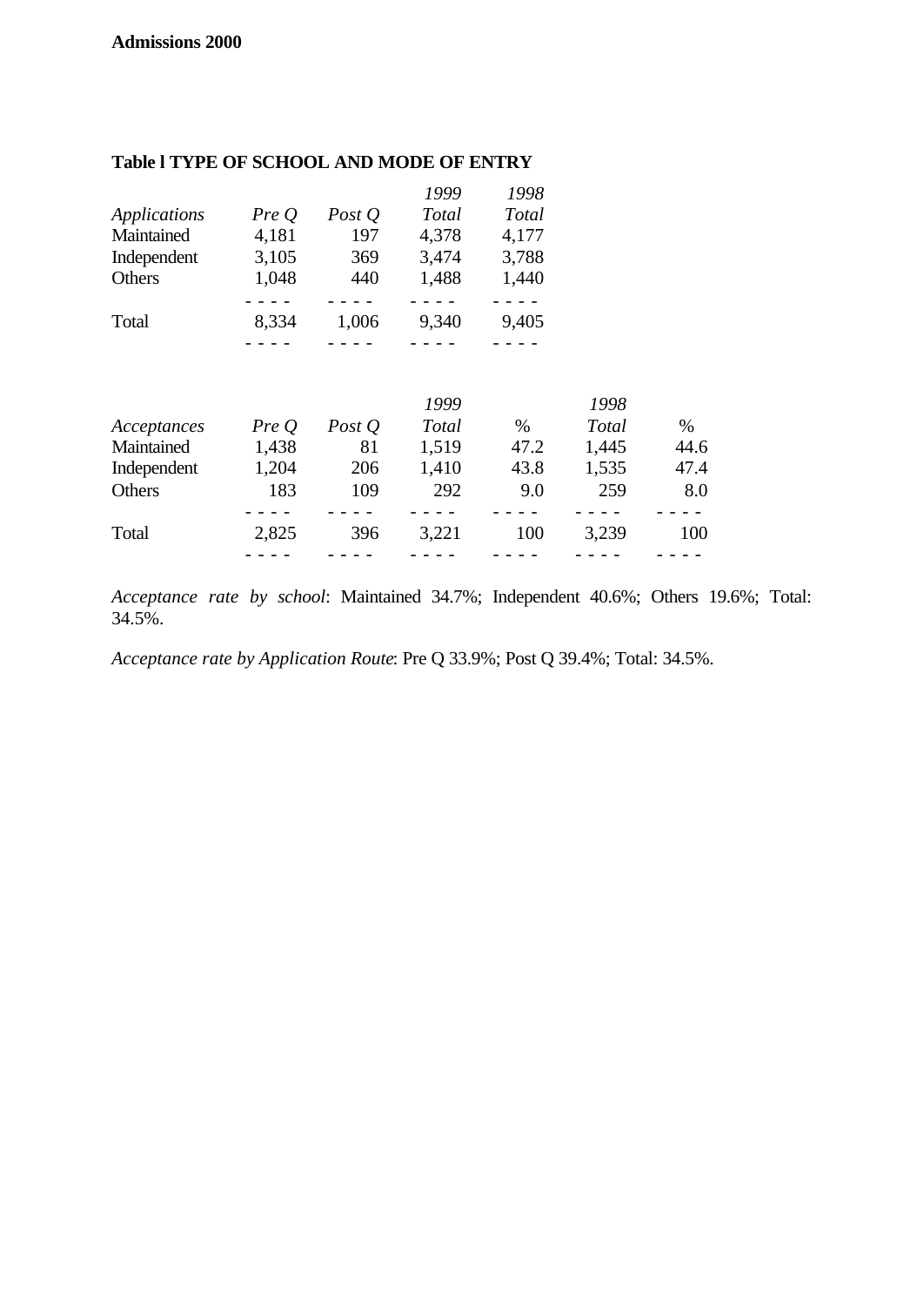**Admissions 2000**

**Table l TYPE OF SCHOOL AND MODE OF ENTRY**

| *Applications* | *Pre Q* | *Post Q* | *1999 Total* | *1998 Total* |
|---|---|---|---|---|
| Maintained | 4,181 | 197 | 4,378 | 4,177 |
| Independent | 3,105 | 369 | 3,474 | 3,788 |
| Others | 1,048 | 440 | 1,488 | 1,440 |
| Total | 8,334 | 1,006 | 9,340 | 9,405 |

| *Acceptances* | *Pre Q* | *Post Q* | *1999 Total* | % | *1998 Total* | % |
|---|---|---|---|---|---|---|
| Maintained | 1,438 | 81 | 1,519 | 47.2 | 1,445 | 44.6 |
| Independent | 1,204 | 206 | 1,410 | 43.8 | 1,535 | 47.4 |
| Others | 183 | 109 | 292 | 9.0 | 259 | 8.0 |
| Total | 2,825 | 396 | 3,221 | 100 | 3,239 | 100 |

*Acceptance rate by school*: Maintained 34.7%; Independent 40.6%; Others 19.6%; Total: 34.5%.

*Acceptance rate by Application Route*: Pre Q 33.9%; Post Q 39.4%; Total: 34.5%.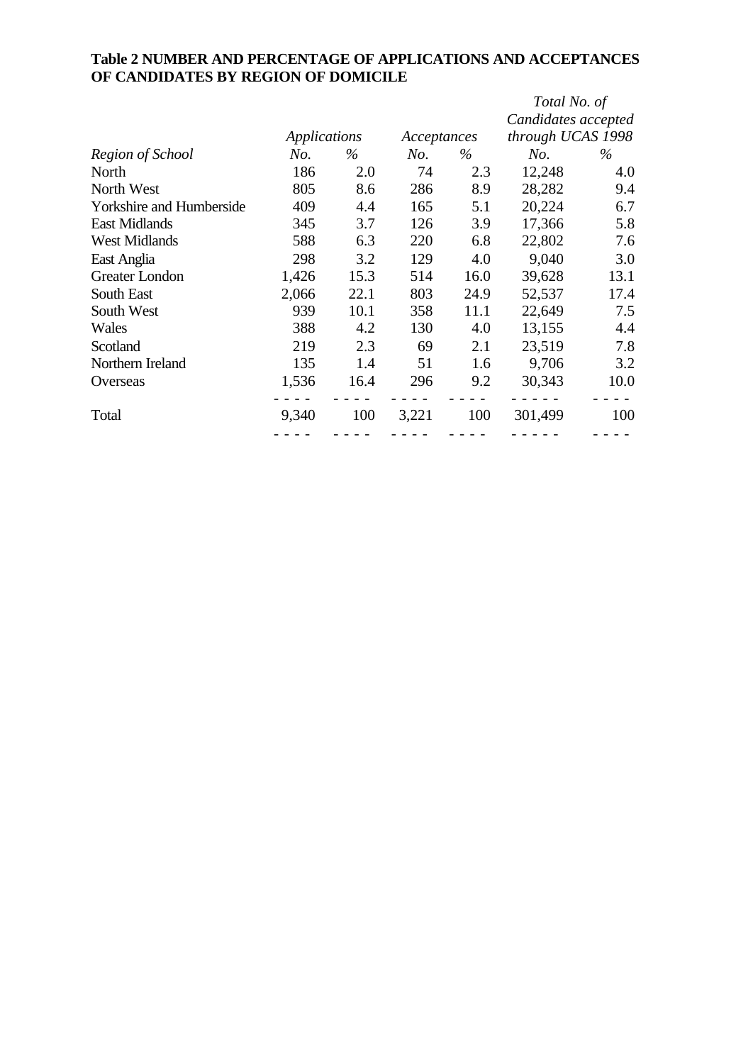**Table 2 NUMBER AND PERCENTAGE OF APPLICATIONS AND ACCEPTANCES OF CANDIDATES BY REGION OF DOMICILE**

| | *Applications* | | *Acceptances* | | *Total No. of Candidates accepted through UCAS 1998* | |
|---|---|---|---|---|---|---|
| *Region of School* | *No.* | *%* | *No.* | *%* | *No.* | *%* |
| North | 186 | 2.0 | 74 | 2.3 | 12,248 | 4.0 |
| North West | 805 | 8.6 | 286 | 8.9 | 28,282 | 9.4 |
| Yorkshire and Humberside | 409 | 4.4 | 165 | 5.1 | 20,224 | 6.7 |
| East Midlands | 345 | 3.7 | 126 | 3.9 | 17,366 | 5.8 |
| West Midlands | 588 | 6.3 | 220 | 6.8 | 22,802 | 7.6 |
| East Anglia | 298 | 3.2 | 129 | 4.0 | 9,040 | 3.0 |
| Greater London | 1,426 | 15.3 | 514 | 16.0 | 39,628 | 13.1 |
| South East | 2,066 | 22.1 | 803 | 24.9 | 52,537 | 17.4 |
| South West | 939 | 10.1 | 358 | 11.1 | 22,649 | 7.5 |
| Wales | 388 | 4.2 | 130 | 4.0 | 13,155 | 4.4 |
| Scotland | 219 | 2.3 | 69 | 2.1 | 23,519 | 7.8 |
| Northern Ireland | 135 | 1.4 | 51 | 1.6 | 9,706 | 3.2 |
| Overseas | 1,536 | 16.4 | 296 | 9.2 | 30,343 | 10.0 |
| Total | 9,340 | 100 | 3,221 | 100 | 301,499 | 100 |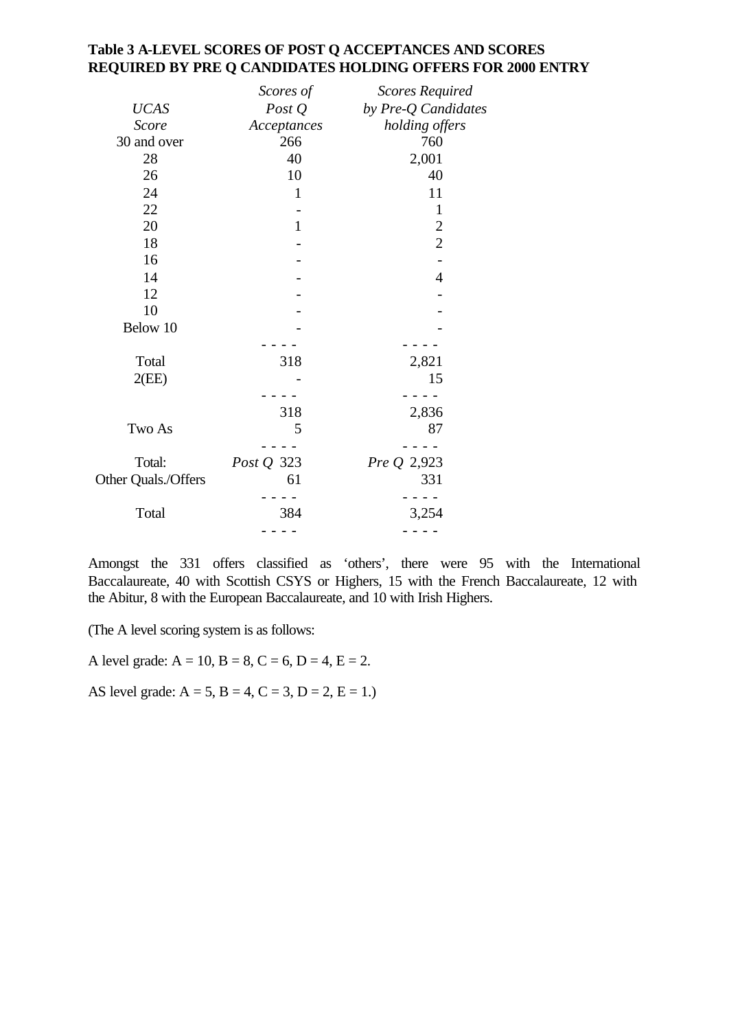**Table 3 A-LEVEL SCORES OF POST Q ACCEPTANCES AND SCORES REQUIRED BY PRE Q CANDIDATES HOLDING OFFERS FOR 2000 ENTRY**

| *UCAS Score* | *Scores of Post Q Acceptances* | *Scores Required by Pre-Q Candidates holding offers* |
|---|---|---|
| 30 and over | 266 | 760 |
| 28 | 40 | 2,001 |
| 26 | 10 | 40 |
| 24 | 1 | 11 |
| 22 | - | 1 |
| 20 | 1 | 2 |
| 18 | - | 2 |
| 16 | - | - |
| 14 | - | 4 |
| 12 | - | - |
| 10 | - | - |
| Below 10 | - | - |
| Total | 318 | 2,821 |
| 2(EE) | - | 15 |
| | 318 | 2,836 |
| Two As | 5 | 87 |
| Total: | *Post Q* 323 | *Pre Q* 2,923 |
| Other Quals./Offers | 61 | 331 |
| Total | 384 | 3,254 |

Amongst the 331 offers classified as 'others', there were 95 with the International Baccalaureate, 40 with Scottish CSYS or Highers, 15 with the French Baccalaureate, 12 with the Abitur, 8 with the European Baccalaureate, and 10 with Irish Highers.

(The A level scoring system is as follows:

A level grade: A = 10, B = 8, C = 6, D = 4, E = 2.

AS level grade: A = 5, B = 4, C = 3, D = 2, E = 1.)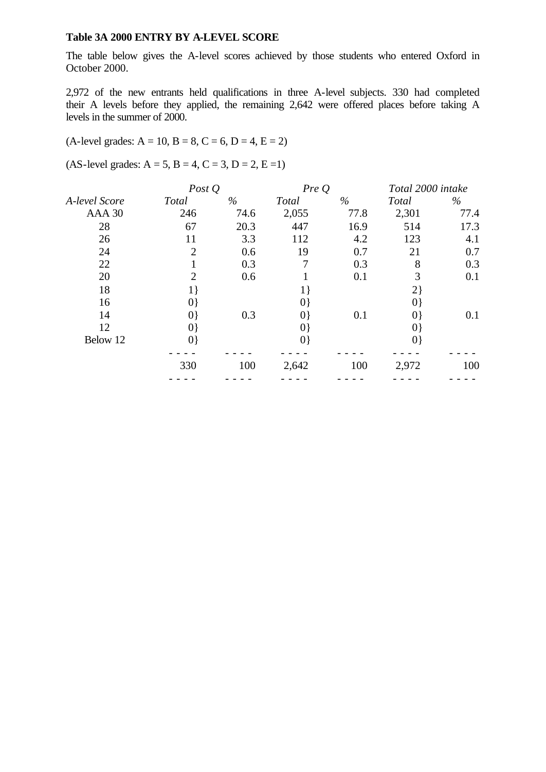**Table 3A 2000 ENTRY BY A-LEVEL SCORE**

The table below gives the A-level scores achieved by those students who entered Oxford in October 2000.

2,972 of the new entrants held qualifications in three A-level subjects. 330 had completed their A levels before they applied, the remaining 2,642 were offered places before taking A levels in the summer of 2000.

(A-level grades: A = 10, B = 8, C = 6, D = 4, E = 2)

(AS-level grades: A = 5, B = 4, C = 3, D = 2, E =1)

| | *Post Q* | | *Pre Q* | | *Total 2000 intake* | |
|---|---|---|---|---|---|---|
| *A-level Score* | *Total* | *%* | *Total* | *%* | *Total* | *%* |
| AAA 30 | 246 | 74.6 | 2,055 | 77.8 | 2,301 | 77.4 |
| 28 | 67 | 20.3 | 447 | 16.9 | 514 | 17.3 |
| 26 | 11 | 3.3 | 112 | 4.2 | 123 | 4.1 |
| 24 | 2 | 0.6 | 19 | 0.7 | 21 | 0.7 |
| 22 | 1 | 0.3 | 7 | 0.3 | 8 | 0.3 |
| 20 | 2 | 0.6 | 1 | 0.1 | 3 | 0.1 |
| 18 | 1} | | 1} | | 2} | |
| 16 | 0} | | 0} | | 0} | |
| 14 | 0} | 0.3 | 0} | 0.1 | 0} | 0.1 |
| 12 | 0} | | 0} | | 0} | |
| Below 12 | 0} | | 0} | | 0} | |
| | 330 | 100 | 2,642 | 100 | 2,972 | 100 |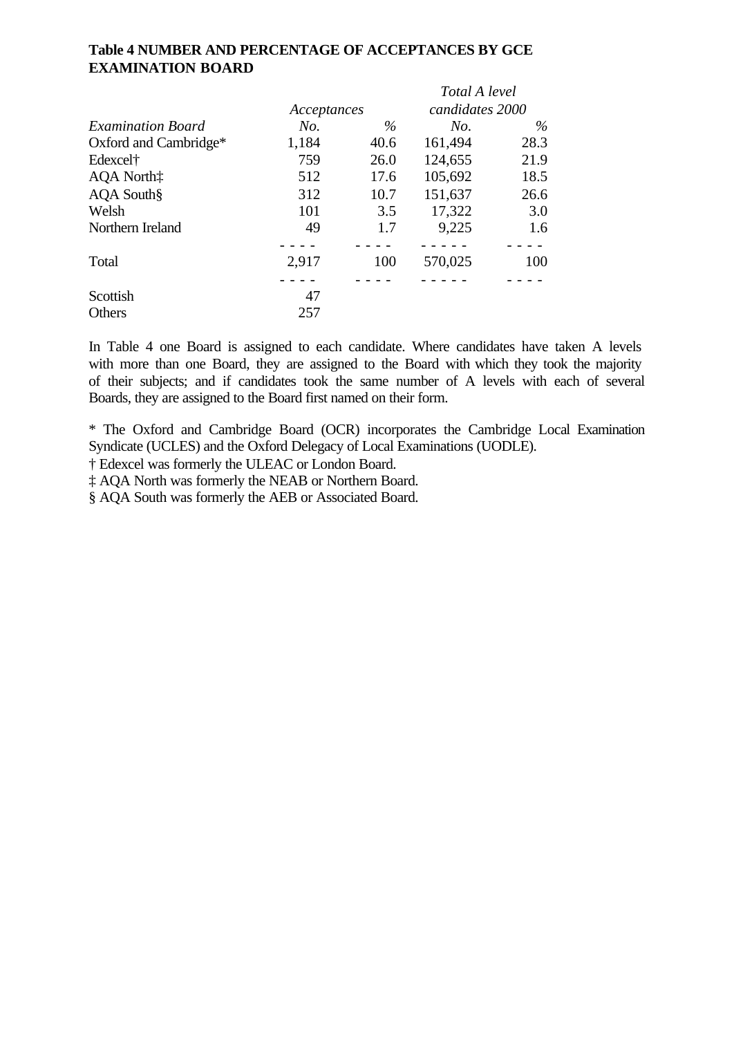**Table 4 NUMBER AND PERCENTAGE OF ACCEPTANCES BY GCE EXAMINATION BOARD**

| | *Acceptances* | | *Total A level candidates 2000* | |
|---|---|---|---|---|
| *Examination Board* | *No.* | *%* | *No.* | *%* |
| Oxford and Cambridge* | 1,184 | 40.6 | 161,494 | 28.3 |
| Edexcel† | 759 | 26.0 | 124,655 | 21.9 |
| AQA North‡ | 512 | 17.6 | 105,692 | 18.5 |
| AQA South§ | 312 | 10.7 | 151,637 | 26.6 |
| Welsh | 101 | 3.5 | 17,322 | 3.0 |
| Northern Ireland | 49 | 1.7 | 9,225 | 1.6 |
| Total | 2,917 | 100 | 570,025 | 100 |
| Scottish | 47 | | | |
| Others | 257 | | | |

In Table 4 one Board is assigned to each candidate. Where candidates have taken A levels with more than one Board, they are assigned to the Board with which they took the majority of their subjects; and if candidates took the same number of A levels with each of several Boards, they are assigned to the Board first named on their form.

* The Oxford and Cambridge Board (OCR) incorporates the Cambridge Local Examination Syndicate (UCLES) and the Oxford Delegacy of Local Examinations (UODLE).

† Edexcel was formerly the ULEAC or London Board.

‡ AQA North was formerly the NEAB or Northern Board.

§ AQA South was formerly the AEB or Associated Board.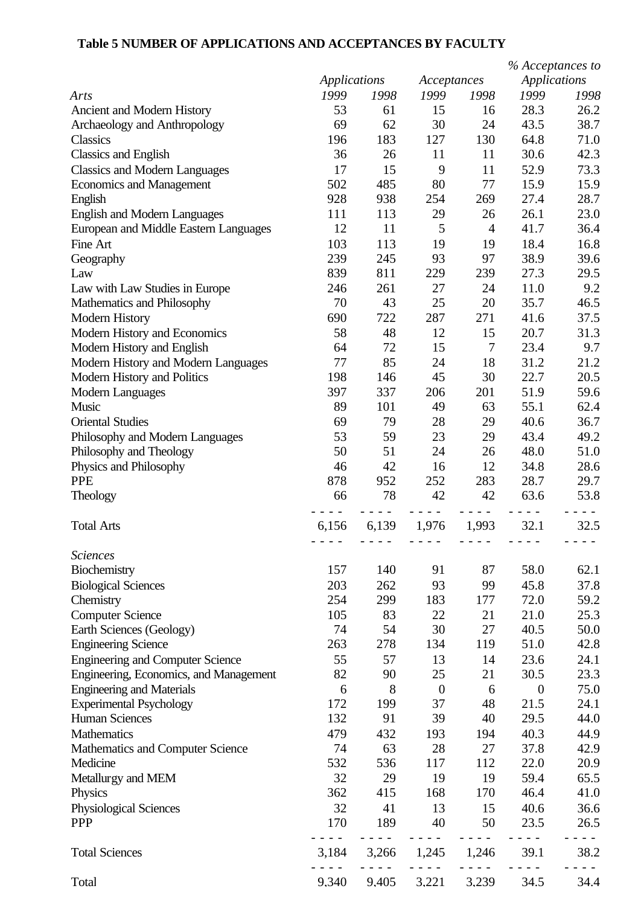### Table 5 NUMBER OF APPLICATIONS AND ACCEPTANCES BY FACULTY

| | *Applications* | | *Acceptances* | | *% Acceptances to Applications* | |
|---|---|---|---|---|---|---|
| *Arts* | *1999* | *1998* | *1999* | *1998* | *1999* | *1998* |
| Ancient and Modern History | 53 | 61 | 15 | 16 | 28.3 | 26.2 |
| Archaeology and Anthropology | 69 | 62 | 30 | 24 | 43.5 | 38.7 |
| Classics | 196 | 183 | 127 | 130 | 64.8 | 71.0 |
| Classics and English | 36 | 26 | 11 | 11 | 30.6 | 42.3 |
| Classics and Modern Languages | 17 | 15 | 9 | 11 | 52.9 | 73.3 |
| Economics and Management | 502 | 485 | 80 | 77 | 15.9 | 15.9 |
| English | 928 | 938 | 254 | 269 | 27.4 | 28.7 |
| English and Modern Languages | 111 | 113 | 29 | 26 | 26.1 | 23.0 |
| European and Middle Eastern Languages | 12 | 11 | 5 | 4 | 41.7 | 36.4 |
| Fine Art | 103 | 113 | 19 | 19 | 18.4 | 16.8 |
| Geography | 239 | 245 | 93 | 97 | 38.9 | 39.6 |
| Law | 839 | 811 | 229 | 239 | 27.3 | 29.5 |
| Law with Law Studies in Europe | 246 | 261 | 27 | 24 | 11.0 | 9.2 |
| Mathematics and Philosophy | 70 | 43 | 25 | 20 | 35.7 | 46.5 |
| Modern History | 690 | 722 | 287 | 271 | 41.6 | 37.5 |
| Modern History and Economics | 58 | 48 | 12 | 15 | 20.7 | 31.3 |
| Modern History and English | 64 | 72 | 15 | 7 | 23.4 | 9.7 |
| Modern History and Modern Languages | 77 | 85 | 24 | 18 | 31.2 | 21.2 |
| Modern History and Politics | 198 | 146 | 45 | 30 | 22.7 | 20.5 |
| Modern Languages | 397 | 337 | 206 | 201 | 51.9 | 59.6 |
| Music | 89 | 101 | 49 | 63 | 55.1 | 62.4 |
| Oriental Studies | 69 | 79 | 28 | 29 | 40.6 | 36.7 |
| Philosophy and Modern Languages | 53 | 59 | 23 | 29 | 43.4 | 49.2 |
| Philosophy and Theology | 50 | 51 | 24 | 26 | 48.0 | 51.0 |
| Physics and Philosophy | 46 | 42 | 16 | 12 | 34.8 | 28.6 |
| PPE | 878 | 952 | 252 | 283 | 28.7 | 29.7 |
| Theology | 66 | 78 | 42 | 42 | 63.6 | 53.8 |
| Total Arts | 6,156 | 6,139 | 1,976 | 1,993 | 32.1 | 32.5 |
| *Sciences* | | | | | | |
| Biochemistry | 157 | 140 | 91 | 87 | 58.0 | 62.1 |
| Biological Sciences | 203 | 262 | 93 | 99 | 45.8 | 37.8 |
| Chemistry | 254 | 299 | 183 | 177 | 72.0 | 59.2 |
| Computer Science | 105 | 83 | 22 | 21 | 21.0 | 25.3 |
| Earth Sciences (Geology) | 74 | 54 | 30 | 27 | 40.5 | 50.0 |
| Engineering Science | 263 | 278 | 134 | 119 | 51.0 | 42.8 |
| Engineering and Computer Science | 55 | 57 | 13 | 14 | 23.6 | 24.1 |
| Engineering, Economics, and Management | 82 | 90 | 25 | 21 | 30.5 | 23.3 |
| Engineering and Materials | 6 | 8 | 0 | 6 | 0 | 75.0 |
| Experimental Psychology | 172 | 199 | 37 | 48 | 21.5 | 24.1 |
| Human Sciences | 132 | 91 | 39 | 40 | 29.5 | 44.0 |
| Mathematics | 479 | 432 | 193 | 194 | 40.3 | 44.9 |
| Mathematics and Computer Science | 74 | 63 | 28 | 27 | 37.8 | 42.9 |
| Medicine | 532 | 536 | 117 | 112 | 22.0 | 20.9 |
| Metallurgy and MEM | 32 | 29 | 19 | 19 | 59.4 | 65.5 |
| Physics | 362 | 415 | 168 | 170 | 46.4 | 41.0 |
| Physiological Sciences | 32 | 41 | 13 | 15 | 40.6 | 36.6 |
| PPP | 170 | 189 | 40 | 50 | 23.5 | 26.5 |
| Total Sciences | 3,184 | 3,266 | 1,245 | 1,246 | 39.1 | 38.2 |
| Total | 9,340 | 9,405 | 3,221 | 3,239 | 34.5 | 34.4 |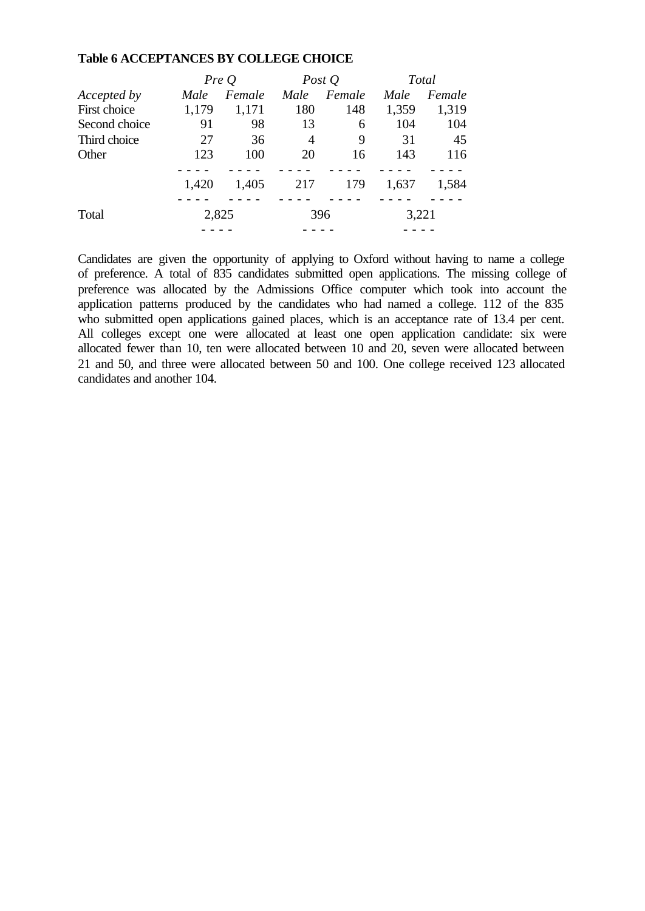**Table 6 ACCEPTANCES BY COLLEGE CHOICE**

| | *Pre Q* | | *Post Q* | | *Total* | |
|---|---|---|---|---|---|---|
| *Accepted by* | *Male* | *Female* | *Male* | *Female* | *Male* | *Female* |
| First choice | 1,179 | 1,171 | 180 | 148 | 1,359 | 1,319 |
| Second choice | 91 | 98 | 13 | 6 | 104 | 104 |
| Third choice | 27 | 36 | 4 | 9 | 31 | 45 |
| Other | 123 | 100 | 20 | 16 | 143 | 116 |
| | 1,420 | 1,405 | 217 | 179 | 1,637 | 1,584 |
| Total | 2,825 | | 396 | | 3,221 | |

Candidates are given the opportunity of applying to Oxford without having to name a college of preference. A total of 835 candidates submitted open applications. The missing college of preference was allocated by the Admissions Office computer which took into account the application patterns produced by the candidates who had named a college. 112 of the 835 who submitted open applications gained places, which is an acceptance rate of 13.4 per cent. All colleges except one were allocated at least one open application candidate: six were allocated fewer than 10, ten were allocated between 10 and 20, seven were allocated between 21 and 50, and three were allocated between 50 and 100. One college received 123 allocated candidates and another 104.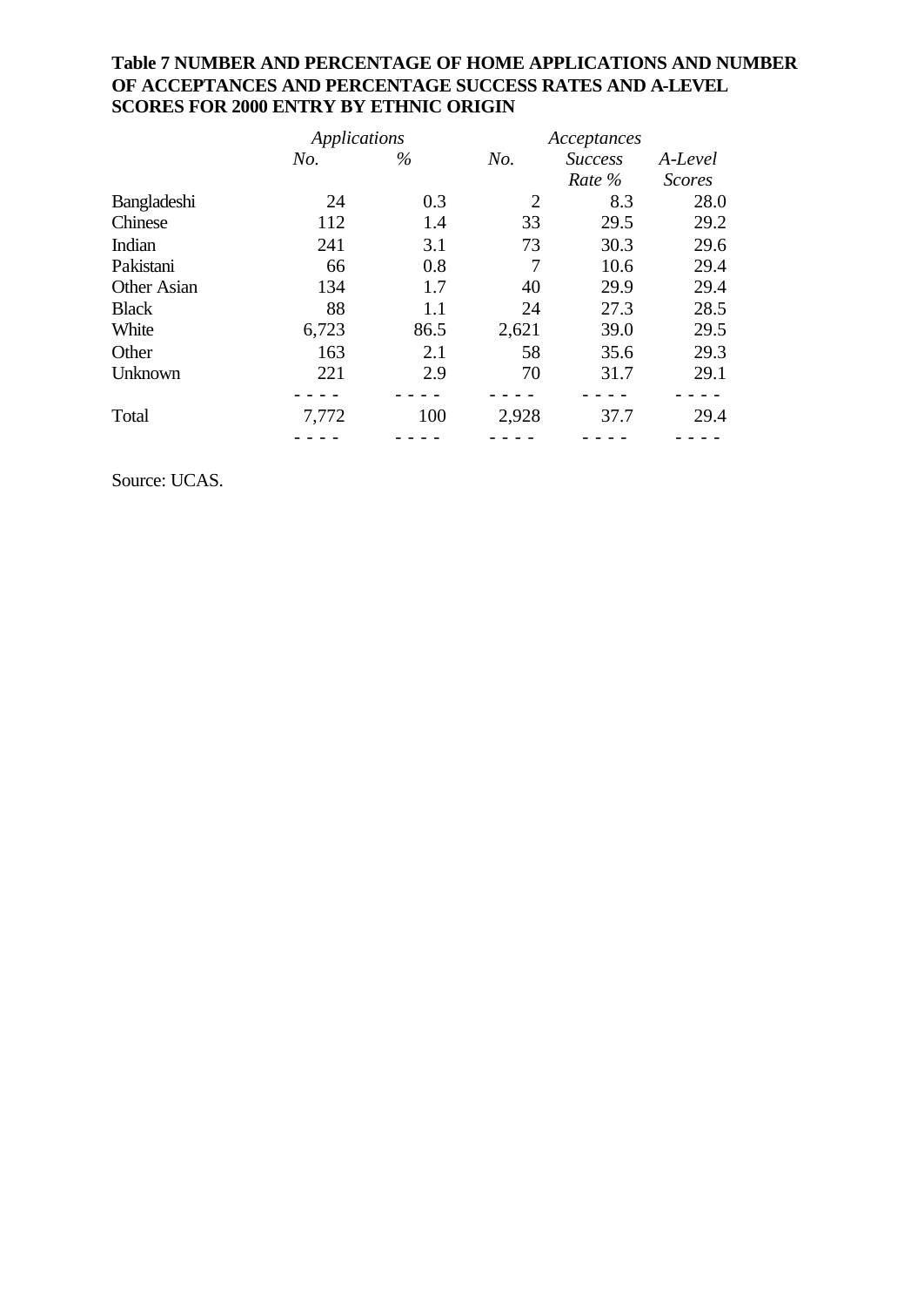**Table 7 NUMBER AND PERCENTAGE OF HOME APPLICATIONS AND NUMBER OF ACCEPTANCES AND PERCENTAGE SUCCESS RATES AND A-LEVEL SCORES FOR 2000 ENTRY BY ETHNIC ORIGIN**

| | *Applications* | | *Acceptances* | | |
|---|---|---|---|---|---|
| | *No.* | *%* | *No.* | *Success Rate %* | *A-Level Scores* |
| Bangladeshi | 24 | 0.3 | 2 | 8.3 | 28.0 |
| Chinese | 112 | 1.4 | 33 | 29.5 | 29.2 |
| Indian | 241 | 3.1 | 73 | 30.3 | 29.6 |
| Pakistani | 66 | 0.8 | 7 | 10.6 | 29.4 |
| Other Asian | 134 | 1.7 | 40 | 29.9 | 29.4 |
| Black | 88 | 1.1 | 24 | 27.3 | 28.5 |
| White | 6,723 | 86.5 | 2,621 | 39.0 | 29.5 |
| Other | 163 | 2.1 | 58 | 35.6 | 29.3 |
| Unknown | 221 | 2.9 | 70 | 31.7 | 29.1 |
| Total | 7,772 | 100 | 2,928 | 37.7 | 29.4 |

Source: UCAS.